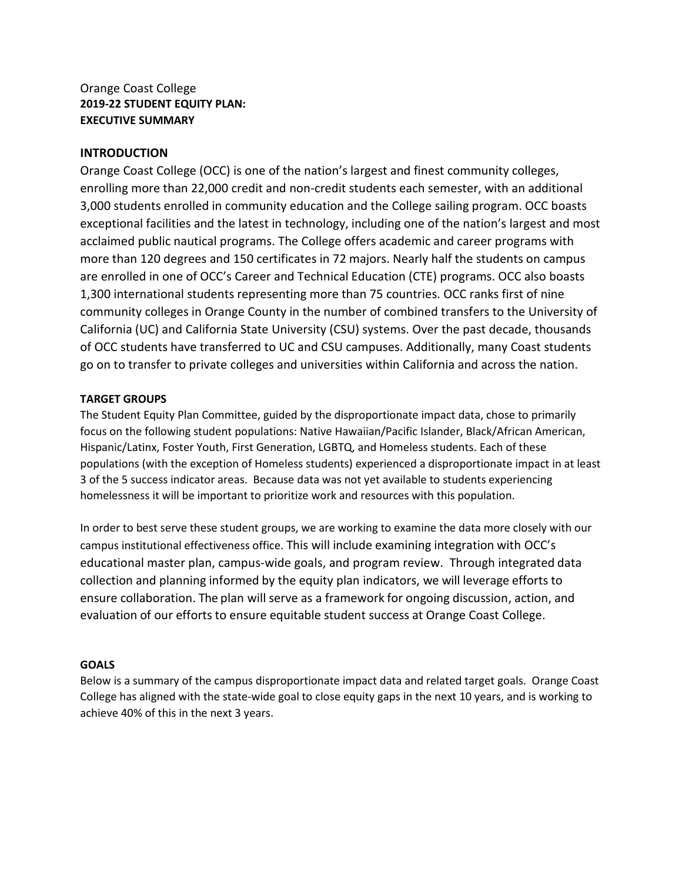Orange Coast College
**2019-22 STUDENT EQUITY PLAN:**
**EXECUTIVE SUMMARY**

## INTRODUCTION

Orange Coast College (OCC) is one of the nation's largest and finest community colleges, enrolling more than 22,000 credit and non-credit students each semester, with an additional 3,000 students enrolled in community education and the College sailing program. OCC boasts exceptional facilities and the latest in technology, including one of the nation's largest and most acclaimed public nautical programs. The College offers academic and career programs with more than 120 degrees and 150 certificates in 72 majors. Nearly half the students on campus are enrolled in one of OCC's Career and Technical Education (CTE) programs. OCC also boasts 1,300 international students representing more than 75 countries. OCC ranks first of nine community colleges in Orange County in the number of combined transfers to the University of California (UC) and California State University (CSU) systems. Over the past decade, thousands of OCC students have transferred to UC and CSU campuses. Additionally, many Coast students go on to transfer to private colleges and universities within California and across the nation.

### TARGET GROUPS

The Student Equity Plan Committee, guided by the disproportionate impact data, chose to primarily focus on the following student populations: Native Hawaiian/Pacific Islander, Black/African American, Hispanic/Latinx, Foster Youth, First Generation, LGBTQ, and Homeless students. Each of these populations (with the exception of Homeless students) experienced a disproportionate impact in at least 3 of the 5 success indicator areas. Because data was not yet available to students experiencing homelessness it will be important to prioritize work and resources with this population.

In order to best serve these student groups, we are working to examine the data more closely with our campus institutional effectiveness office. This will include examining integration with OCC's educational master plan, campus-wide goals, and program review. Through integrated data collection and planning informed by the equity plan indicators, we will leverage efforts to ensure collaboration. The plan will serve as a framework for ongoing discussion, action, and evaluation of our efforts to ensure equitable student success at Orange Coast College.

### GOALS

Below is a summary of the campus disproportionate impact data and related target goals. Orange Coast College has aligned with the state-wide goal to close equity gaps in the next 10 years, and is working to achieve 40% of this in the next 3 years.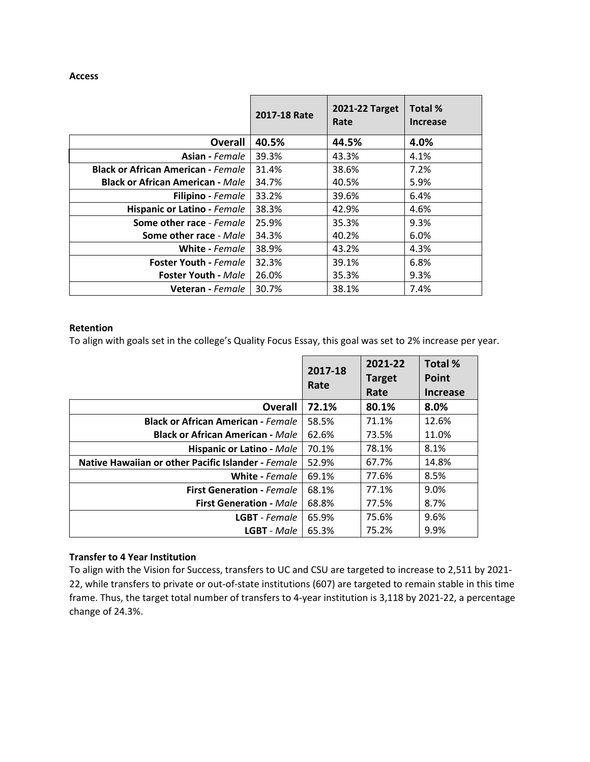**Access**

| | 2017-18 Rate | 2021-22 Target Rate | Total % Increase |
|---|---|---|---|
| **Overall** | **40.5%** | **44.5%** | **4.0%** |
| **Asian -** *Female* | 39.3% | 43.3% | 4.1% |
| **Black or African American -** *Female* | 31.4% | 38.6% | 7.2% |
| **Black or African American -** *Male* | 34.7% | 40.5% | 5.9% |
| **Filipino -** *Female* | 33.2% | 39.6% | 6.4% |
| **Hispanic or Latino -** *Female* | 38.3% | 42.9% | 4.6% |
| **Some other race** - *Female* | 25.9% | 35.3% | 9.3% |
| **Some other race** - *Male* | 34.3% | 40.2% | 6.0% |
| **White -** *Female* | 38.9% | 43.2% | 4.3% |
| **Foster Youth -** *Female* | 32.3% | 39.1% | 6.8% |
| **Foster Youth -** *Male* | 26.0% | 35.3% | 9.3% |
| **Veteran -** *Female* | 30.7% | 38.1% | 7.4% |

**Retention**

To align with goals set in the college's Quality Focus Essay, this goal was set to 2% increase per year.

| | 2017-18 Rate | 2021-22 Target Rate | Total % Point Increase |
|---|---|---|---|
| **Overall** | **72.1%** | **80.1%** | **8.0%** |
| **Black or African American -** *Female* | 58.5% | 71.1% | 12.6% |
| **Black or African American -** *Male* | 62.6% | 73.5% | 11.0% |
| **Hispanic or Latino -** *Male* | 70.1% | 78.1% | 8.1% |
| **Native Hawaiian or other Pacific Islander -** *Female* | 52.9% | 67.7% | 14.8% |
| **White -** *Female* | 69.1% | 77.6% | 8.5% |
| **First Generation -** *Female* | 68.1% | 77.1% | 9.0% |
| **First Generation -** *Male* | 68.8% | 77.5% | 8.7% |
| **LGBT** - *Female* | 65.9% | 75.6% | 9.6% |
| **LGBT** - *Male* | 65.3% | 75.2% | 9.9% |

**Transfer to 4 Year Institution**

To align with the Vision for Success, transfers to UC and CSU are targeted to increase to 2,511 by 2021-22, while transfers to private or out-of-state institutions (607) are targeted to remain stable in this time frame. Thus, the target total number of transfers to 4-year institution is 3,118 by 2021-22, a percentage change of 24.3%.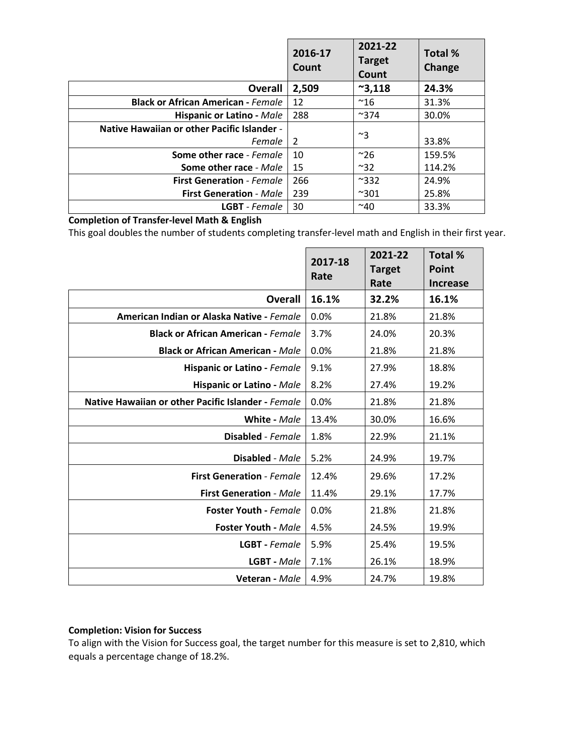| | 2016-17 Count | 2021-22 Target Count | Total % Change |
|---|---|---|---|
| **Overall** | **2,509** | **~3,118** | **24.3%** |
| **Black or African American -** *Female* | 12 | ~16 | 31.3% |
| **Hispanic or Latino -** *Male* | 288 | ~374 | 30.0% |
| **Native Hawaiian or other Pacific Islander** - *Female* | 2 | ~3 | 33.8% |
| **Some other race** - *Female* | 10 | ~26 | 159.5% |
| **Some other race** - *Male* | 15 | ~32 | 114.2% |
| **First Generation** - *Female* | 266 | ~332 | 24.9% |
| **First Generation** - *Male* | 239 | ~301 | 25.8% |
| **LGBT** - *Female* | 30 | ~40 | 33.3% |

**Completion of Transfer-level Math & English**

This goal doubles the number of students completing transfer-level math and English in their first year.

| | 2017-18 Rate | 2021-22 Target Rate | Total % Point Increase |
|---|---|---|---|
| **Overall** | **16.1%** | **32.2%** | **16.1%** |
| **American Indian or Alaska Native -** *Female* | 0.0% | 21.8% | 21.8% |
| **Black or African American -** *Female* | 3.7% | 24.0% | 20.3% |
| **Black or African American -** *Male* | 0.0% | 21.8% | 21.8% |
| **Hispanic or Latino -** *Female* | 9.1% | 27.9% | 18.8% |
| **Hispanic or Latino -** *Male* | 8.2% | 27.4% | 19.2% |
| **Native Hawaiian or other Pacific Islander -** *Female* | 0.0% | 21.8% | 21.8% |
| **White -** *Male* | 13.4% | 30.0% | 16.6% |
| **Disabled** - *Female* | 1.8% | 22.9% | 21.1% |
| **Disabled** - *Male* | 5.2% | 24.9% | 19.7% |
| **First Generation** - *Female* | 12.4% | 29.6% | 17.2% |
| **First Generation** - *Male* | 11.4% | 29.1% | 17.7% |
| **Foster Youth -** *Female* | 0.0% | 21.8% | 21.8% |
| **Foster Youth -** *Male* | 4.5% | 24.5% | 19.9% |
| **LGBT -** *Female* | 5.9% | 25.4% | 19.5% |
| **LGBT -** *Male* | 7.1% | 26.1% | 18.9% |
| **Veteran -** *Male* | 4.9% | 24.7% | 19.8% |

**Completion: Vision for Success**

To align with the Vision for Success goal, the target number for this measure is set to 2,810, which equals a percentage change of 18.2%.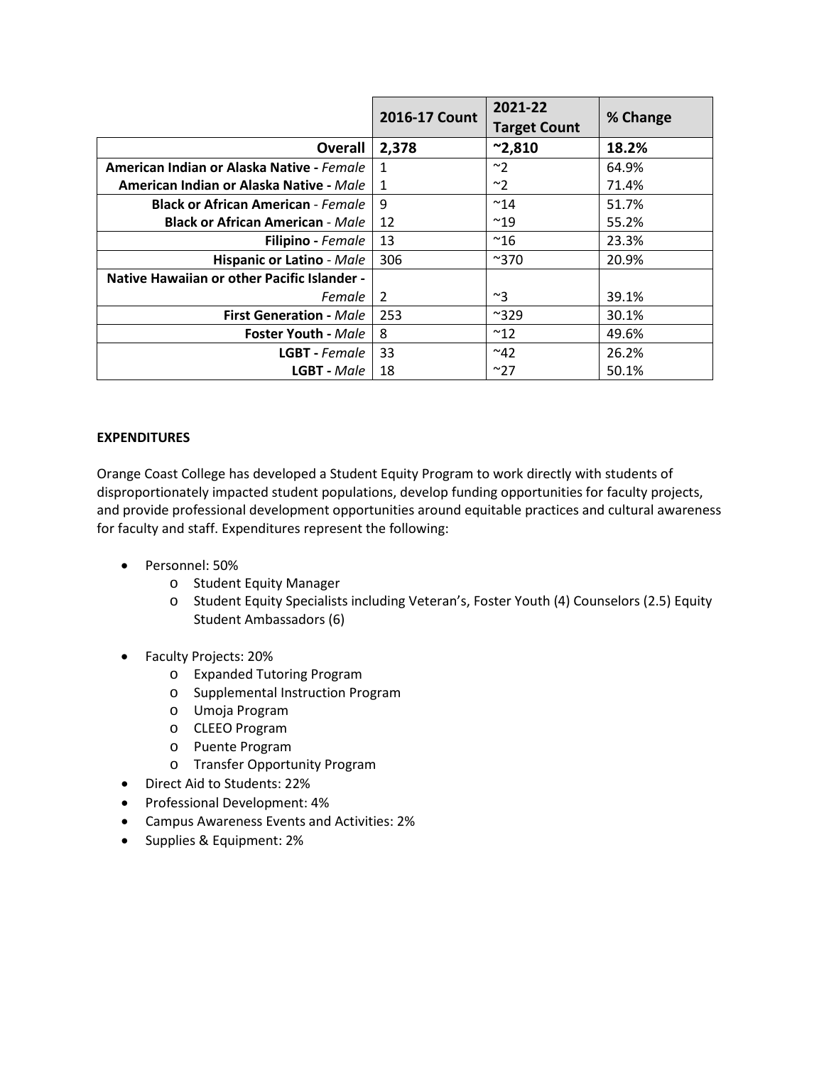| | 2016-17 Count | 2021-22 Target Count | % Change |
|---|---|---|---|
| **Overall** | **2,378** | **~2,810** | **18.2%** |
| **American Indian or Alaska Native -** *Female* | 1 | ~2 | 64.9% |
| **American Indian or Alaska Native -** *Male* | 1 | ~2 | 71.4% |
| **Black or African American** - *Female* | 9 | ~14 | 51.7% |
| **Black or African American** - *Male* | 12 | ~19 | 55.2% |
| **Filipino -** *Female* | 13 | ~16 | 23.3% |
| **Hispanic or Latino** - *Male* | 306 | ~370 | 20.9% |
| **Native Hawaiian or other Pacific Islander -** *Female* | 2 | ~3 | 39.1% |
| **First Generation -** *Male* | 253 | ~329 | 30.1% |
| **Foster Youth -** *Male* | 8 | ~12 | 49.6% |
| **LGBT -** *Female* | 33 | ~42 | 26.2% |
| **LGBT -** *Male* | 18 | ~27 | 50.1% |

**EXPENDITURES**

Orange Coast College has developed a Student Equity Program to work directly with students of disproportionately impacted student populations, develop funding opportunities for faculty projects, and provide professional development opportunities around equitable practices and cultural awareness for faculty and staff. Expenditures represent the following:

- Personnel: 50%
  - Student Equity Manager
  - Student Equity Specialists including Veteran's, Foster Youth (4) Counselors (2.5) Equity Student Ambassadors (6)
- Faculty Projects: 20%
  - Expanded Tutoring Program
  - Supplemental Instruction Program
  - Umoja Program
  - CLEEO Program
  - Puente Program
  - Transfer Opportunity Program
- Direct Aid to Students: 22%
- Professional Development: 4%
- Campus Awareness Events and Activities: 2%
- Supplies & Equipment: 2%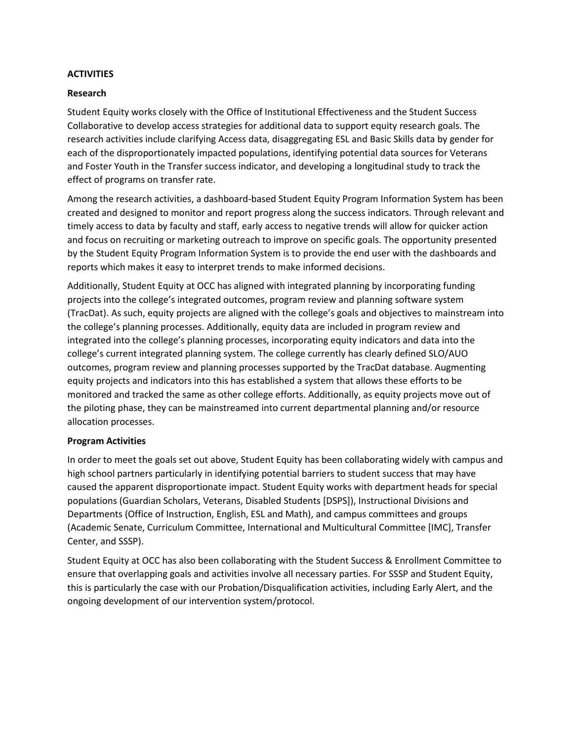**ACTIVITIES**

**Research**

Student Equity works closely with the Office of Institutional Effectiveness and the Student Success Collaborative to develop access strategies for additional data to support equity research goals. The research activities include clarifying Access data, disaggregating ESL and Basic Skills data by gender for each of the disproportionately impacted populations, identifying potential data sources for Veterans and Foster Youth in the Transfer success indicator, and developing a longitudinal study to track the effect of programs on transfer rate.

Among the research activities, a dashboard-based Student Equity Program Information System has been created and designed to monitor and report progress along the success indicators. Through relevant and timely access to data by faculty and staff, early access to negative trends will allow for quicker action and focus on recruiting or marketing outreach to improve on specific goals. The opportunity presented by the Student Equity Program Information System is to provide the end user with the dashboards and reports which makes it easy to interpret trends to make informed decisions.

Additionally, Student Equity at OCC has aligned with integrated planning by incorporating funding projects into the college's integrated outcomes, program review and planning software system (TracDat). As such, equity projects are aligned with the college's goals and objectives to mainstream into the college's planning processes. Additionally, equity data are included in program review and integrated into the college's planning processes, incorporating equity indicators and data into the college's current integrated planning system. The college currently has clearly defined SLO/AUO outcomes, program review and planning processes supported by the TracDat database. Augmenting equity projects and indicators into this has established a system that allows these efforts to be monitored and tracked the same as other college efforts. Additionally, as equity projects move out of the piloting phase, they can be mainstreamed into current departmental planning and/or resource allocation processes.

**Program Activities**

In order to meet the goals set out above, Student Equity has been collaborating widely with campus and high school partners particularly in identifying potential barriers to student success that may have caused the apparent disproportionate impact. Student Equity works with department heads for special populations (Guardian Scholars, Veterans, Disabled Students [DSPS]), Instructional Divisions and Departments (Office of Instruction, English, ESL and Math), and campus committees and groups (Academic Senate, Curriculum Committee, International and Multicultural Committee [IMC], Transfer Center, and SSSP).

Student Equity at OCC has also been collaborating with the Student Success & Enrollment Committee to ensure that overlapping goals and activities involve all necessary parties. For SSSP and Student Equity, this is particularly the case with our Probation/Disqualification activities, including Early Alert, and the ongoing development of our intervention system/protocol.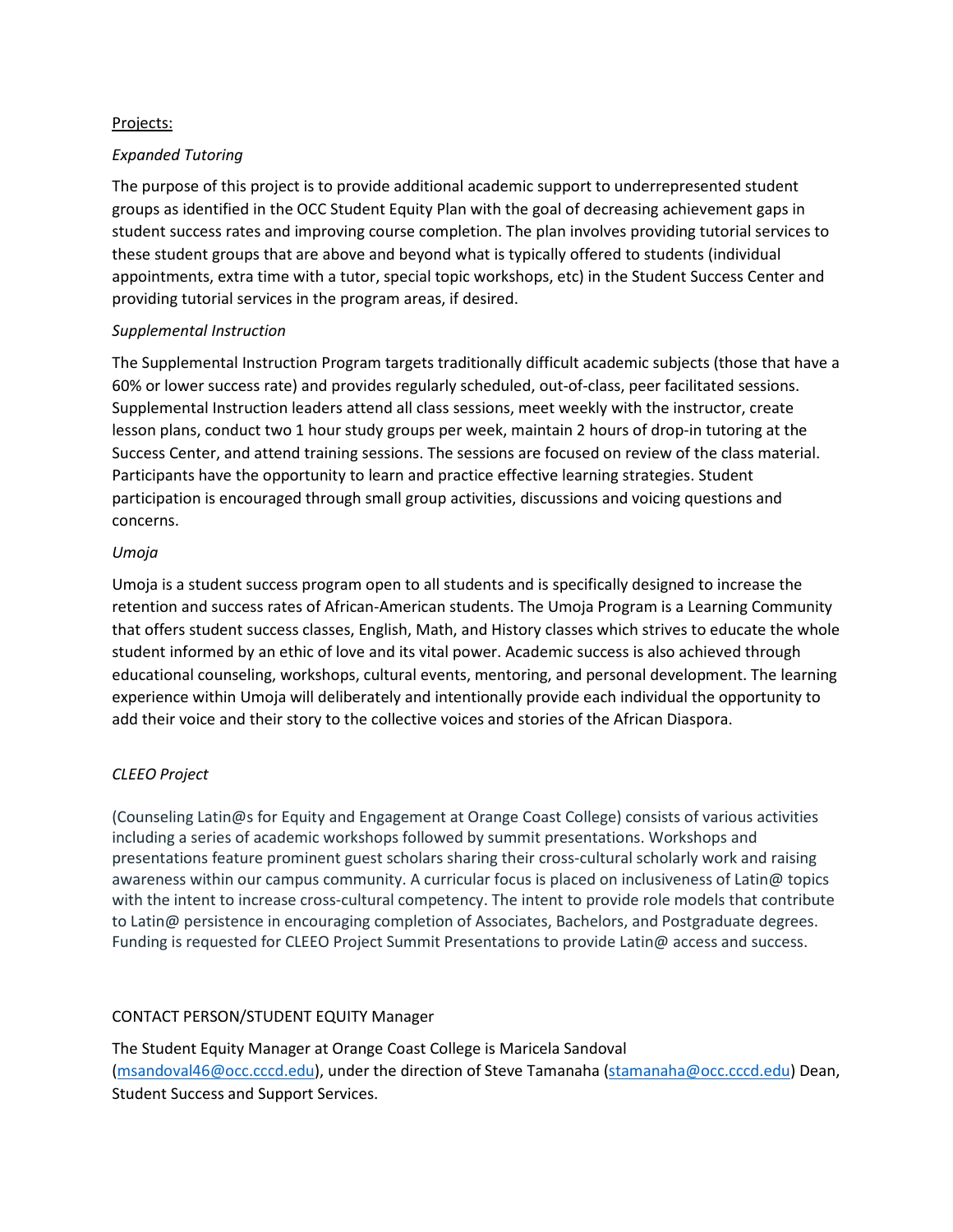Projects:

*Expanded Tutoring*

The purpose of this project is to provide additional academic support to underrepresented student groups as identified in the OCC Student Equity Plan with the goal of decreasing achievement gaps in student success rates and improving course completion. The plan involves providing tutorial services to these student groups that are above and beyond what is typically offered to students (individual appointments, extra time with a tutor, special topic workshops, etc) in the Student Success Center and providing tutorial services in the program areas, if desired.

*Supplemental Instruction*

The Supplemental Instruction Program targets traditionally difficult academic subjects (those that have a 60% or lower success rate) and provides regularly scheduled, out-of-class, peer facilitated sessions. Supplemental Instruction leaders attend all class sessions, meet weekly with the instructor, create lesson plans, conduct two 1 hour study groups per week, maintain 2 hours of drop-in tutoring at the Success Center, and attend training sessions. The sessions are focused on review of the class material. Participants have the opportunity to learn and practice effective learning strategies. Student participation is encouraged through small group activities, discussions and voicing questions and concerns.

*Umoja*

Umoja is a student success program open to all students and is specifically designed to increase the retention and success rates of African-American students. The Umoja Program is a Learning Community that offers student success classes, English, Math, and History classes which strives to educate the whole student informed by an ethic of love and its vital power. Academic success is also achieved through educational counseling, workshops, cultural events, mentoring, and personal development. The learning experience within Umoja will deliberately and intentionally provide each individual the opportunity to add their voice and their story to the collective voices and stories of the African Diaspora.

*CLEEO Project*

(Counseling Latin@s for Equity and Engagement at Orange Coast College) consists of various activities including a series of academic workshops followed by summit presentations. Workshops and presentations feature prominent guest scholars sharing their cross-cultural scholarly work and raising awareness within our campus community. A curricular focus is placed on inclusiveness of Latin@ topics with the intent to increase cross-cultural competency. The intent to provide role models that contribute to Latin@ persistence in encouraging completion of Associates, Bachelors, and Postgraduate degrees. Funding is requested for CLEEO Project Summit Presentations to provide Latin@ access and success.

CONTACT PERSON/STUDENT EQUITY Manager

The Student Equity Manager at Orange Coast College is Maricela Sandoval (msandoval46@occ.cccd.edu), under the direction of Steve Tamanaha (stamanaha@occ.cccd.edu) Dean, Student Success and Support Services.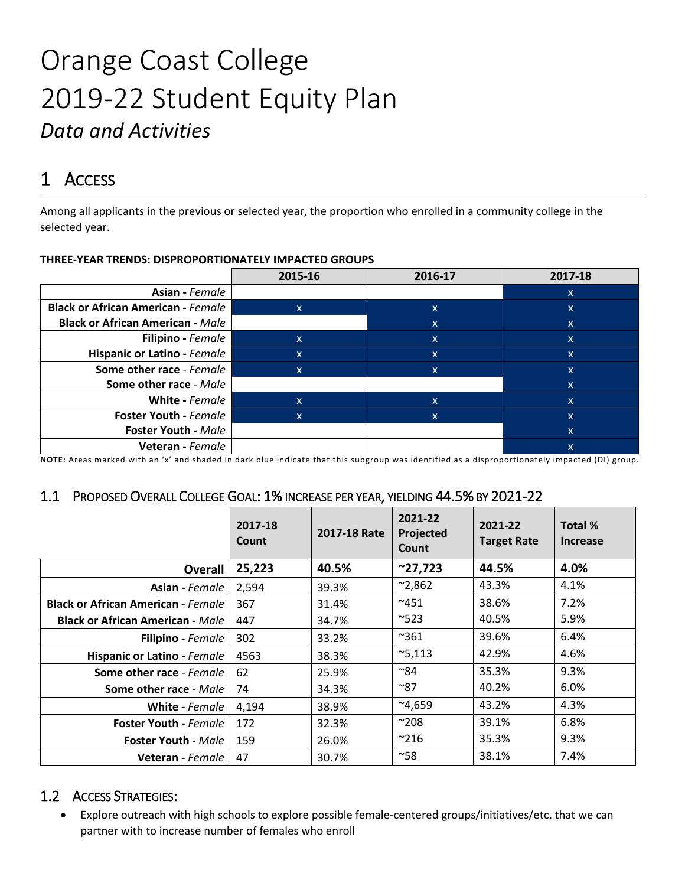# Orange Coast College
# 2019-22 Student Equity Plan
## *Data and Activities*

## 1 Access

Among all applicants in the previous or selected year, the proportion who enrolled in a community college in the selected year.

**THREE-YEAR TRENDS: DISPROPORTIONATELY IMPACTED GROUPS**

| | 2015-16 | 2016-17 | 2017-18 |
|---|---|---|---|
| **Asian** - *Female* | | | x |
| **Black or African American** - *Female* | x | x | x |
| **Black or African American** - *Male* | | x | x |
| **Filipino** - *Female* | x | x | x |
| **Hispanic or Latino** - *Female* | x | x | x |
| **Some other race** - *Female* | x | x | x |
| **Some other race** - *Male* | | | x |
| **White** - *Female* | x | x | x |
| **Foster Youth** - *Female* | x | x | x |
| **Foster Youth** - *Male* | | | x |
| **Veteran** - *Female* | | | x |

**NOTE**: Areas marked with an 'x' and shaded in dark blue indicate that this subgroup was identified as a disproportionately impacted (DI) group.

### 1.1 Proposed Overall College Goal: 1% increase per year, yielding 44.5% by 2021-22

| | 2017-18 Count | 2017-18 Rate | 2021-22 Projected Count | 2021-22 Target Rate | Total % Increase |
|---|---|---|---|---|---|
| **Overall** | **25,223** | **40.5%** | **~27,723** | **44.5%** | **4.0%** |
| **Asian** - *Female* | 2,594 | 39.3% | ~2,862 | 43.3% | 4.1% |
| **Black or African American** - *Female* | 367 | 31.4% | ~451 | 38.6% | 7.2% |
| **Black or African American** - *Male* | 447 | 34.7% | ~523 | 40.5% | 5.9% |
| **Filipino** - *Female* | 302 | 33.2% | ~361 | 39.6% | 6.4% |
| **Hispanic or Latino** - *Female* | 4563 | 38.3% | ~5,113 | 42.9% | 4.6% |
| **Some other race** - *Female* | 62 | 25.9% | ~84 | 35.3% | 9.3% |
| **Some other race** - *Male* | 74 | 34.3% | ~87 | 40.2% | 6.0% |
| **White** - *Female* | 4,194 | 38.9% | ~4,659 | 43.2% | 4.3% |
| **Foster Youth** - *Female* | 172 | 32.3% | ~208 | 39.1% | 6.8% |
| **Foster Youth** - *Male* | 159 | 26.0% | ~216 | 35.3% | 9.3% |
| **Veteran** - *Female* | 47 | 30.7% | ~58 | 38.1% | 7.4% |

### 1.2 Access Strategies:

- Explore outreach with high schools to explore possible female-centered groups/initiatives/etc. that we can partner with to increase number of females who enroll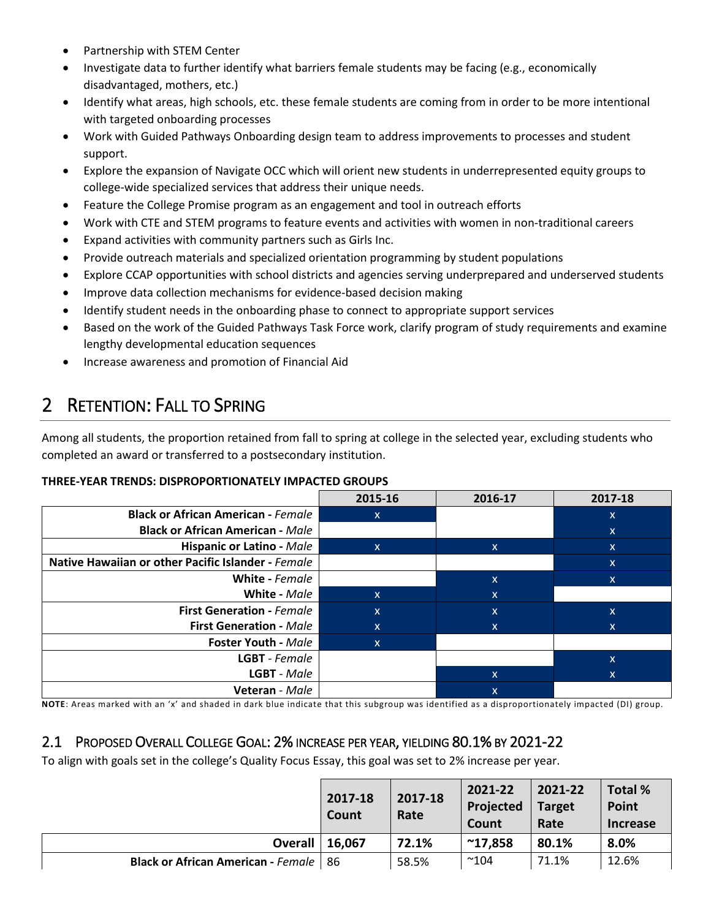- Partnership with STEM Center
- Investigate data to further identify what barriers female students may be facing (e.g., economically disadvantaged, mothers, etc.)
- Identify what areas, high schools, etc. these female students are coming from in order to be more intentional with targeted onboarding processes
- Work with Guided Pathways Onboarding design team to address improvements to processes and student support.
- Explore the expansion of Navigate OCC which will orient new students in underrepresented equity groups to college-wide specialized services that address their unique needs.
- Feature the College Promise program as an engagement and tool in outreach efforts
- Work with CTE and STEM programs to feature events and activities with women in non-traditional careers
- Expand activities with community partners such as Girls Inc.
- Provide outreach materials and specialized orientation programming by student populations
- Explore CCAP opportunities with school districts and agencies serving underprepared and underserved students
- Improve data collection mechanisms for evidence-based decision making
- Identify student needs in the onboarding phase to connect to appropriate support services
- Based on the work of the Guided Pathways Task Force work, clarify program of study requirements and examine lengthy developmental education sequences
- Increase awareness and promotion of Financial Aid

# 2 Retention: Fall to Spring

Among all students, the proportion retained from fall to spring at college in the selected year, excluding students who completed an award or transferred to a postsecondary institution.

**THREE-YEAR TRENDS: DISPROPORTIONATELY IMPACTED GROUPS**

| | 2015-16 | 2016-17 | 2017-18 |
|---|---|---|---|
| **Black or African American -** *Female* | x | | x |
| **Black or African American -** *Male* | | | x |
| **Hispanic or Latino -** *Male* | x | x | x |
| **Native Hawaiian or other Pacific Islander -** *Female* | | | x |
| **White -** *Female* | | x | x |
| **White -** *Male* | x | x | |
| **First Generation -** *Female* | x | x | x |
| **First Generation -** *Male* | x | x | x |
| **Foster Youth -** *Male* | x | | |
| **LGBT** - *Female* | | | x |
| **LGBT** - *Male* | | x | x |
| **Veteran** - *Male* | | x | |

**NOTE**: Areas marked with an 'x' and shaded in dark blue indicate that this subgroup was identified as a disproportionately impacted (DI) group.

## 2.1 Proposed Overall College Goal: 2% increase per year, yielding 80.1% by 2021-22

To align with goals set in the college's Quality Focus Essay, this goal was set to 2% increase per year.

| | 2017-18 Count | 2017-18 Rate | 2021-22 Projected Count | 2021-22 Target Rate | Total % Point Increase |
|---|---|---|---|---|---|
| **Overall** | **16,067** | **72.1%** | **~17,858** | **80.1%** | **8.0%** |
| **Black or African American -** *Female* | 86 | 58.5% | ~104 | 71.1% | 12.6% |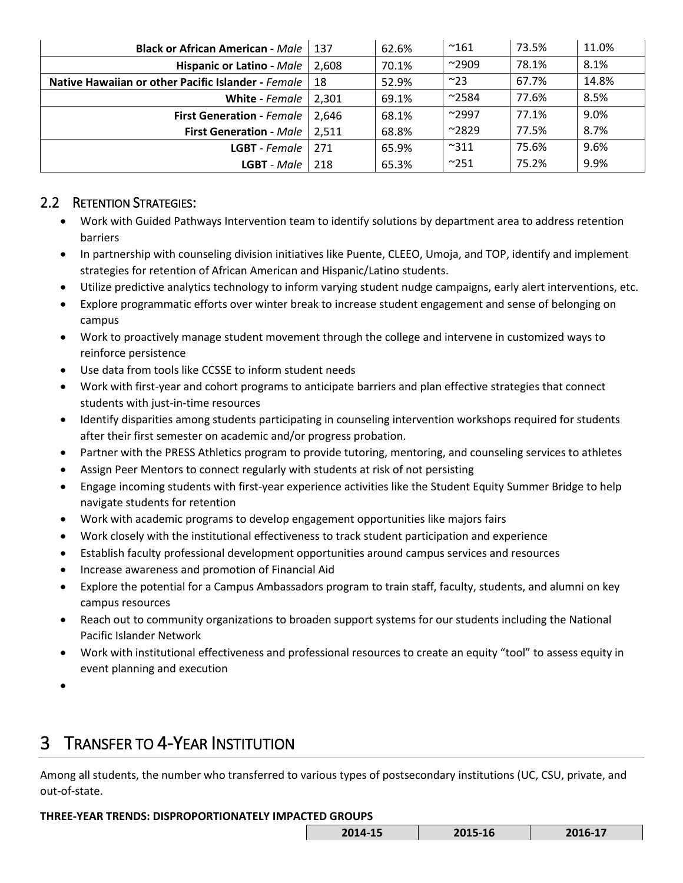| | | | | | |
|---|---|---|---|---|---|
| **Black or African American -** *Male* | 137 | 62.6% | ~161 | 73.5% | 11.0% |
| **Hispanic or Latino -** *Male* | 2,608 | 70.1% | ~2909 | 78.1% | 8.1% |
| **Native Hawaiian or other Pacific Islander -** *Female* | 18 | 52.9% | ~23 | 67.7% | 14.8% |
| **White -** *Female* | 2,301 | 69.1% | ~2584 | 77.6% | 8.5% |
| **First Generation -** *Female* | 2,646 | 68.1% | ~2997 | 77.1% | 9.0% |
| **First Generation -** *Male* | 2,511 | 68.8% | ~2829 | 77.5% | 8.7% |
| **LGBT** - *Female* | 271 | 65.9% | ~311 | 75.6% | 9.6% |
| **LGBT** - *Male* | 218 | 65.3% | ~251 | 75.2% | 9.9% |

## 2.2 Retention Strategies:

- Work with Guided Pathways Intervention team to identify solutions by department area to address retention barriers
- In partnership with counseling division initiatives like Puente, CLEEO, Umoja, and TOP, identify and implement strategies for retention of African American and Hispanic/Latino students.
- Utilize predictive analytics technology to inform varying student nudge campaigns, early alert interventions, etc.
- Explore programmatic efforts over winter break to increase student engagement and sense of belonging on campus
- Work to proactively manage student movement through the college and intervene in customized ways to reinforce persistence
- Use data from tools like CCSSE to inform student needs
- Work with first-year and cohort programs to anticipate barriers and plan effective strategies that connect students with just-in-time resources
- Identify disparities among students participating in counseling intervention workshops required for students after their first semester on academic and/or progress probation.
- Partner with the PRESS Athletics program to provide tutoring, mentoring, and counseling services to athletes
- Assign Peer Mentors to connect regularly with students at risk of not persisting
- Engage incoming students with first-year experience activities like the Student Equity Summer Bridge to help navigate students for retention
- Work with academic programs to develop engagement opportunities like majors fairs
- Work closely with the institutional effectiveness to track student participation and experience
- Establish faculty professional development opportunities around campus services and resources
- Increase awareness and promotion of Financial Aid
- Explore the potential for a Campus Ambassadors program to train staff, faculty, students, and alumni on key campus resources
- Reach out to community organizations to broaden support systems for our students including the National Pacific Islander Network
- Work with institutional effectiveness and professional resources to create an equity "tool" to assess equity in event planning and execution
- 

# 3 Transfer to 4-Year Institution

Among all students, the number who transferred to various types of postsecondary institutions (UC, CSU, private, and out-of-state.

**THREE-YEAR TRENDS: DISPROPORTIONATELY IMPACTED GROUPS**

| | 2014-15 | 2015-16 | 2016-17 |
|---|---|---|---|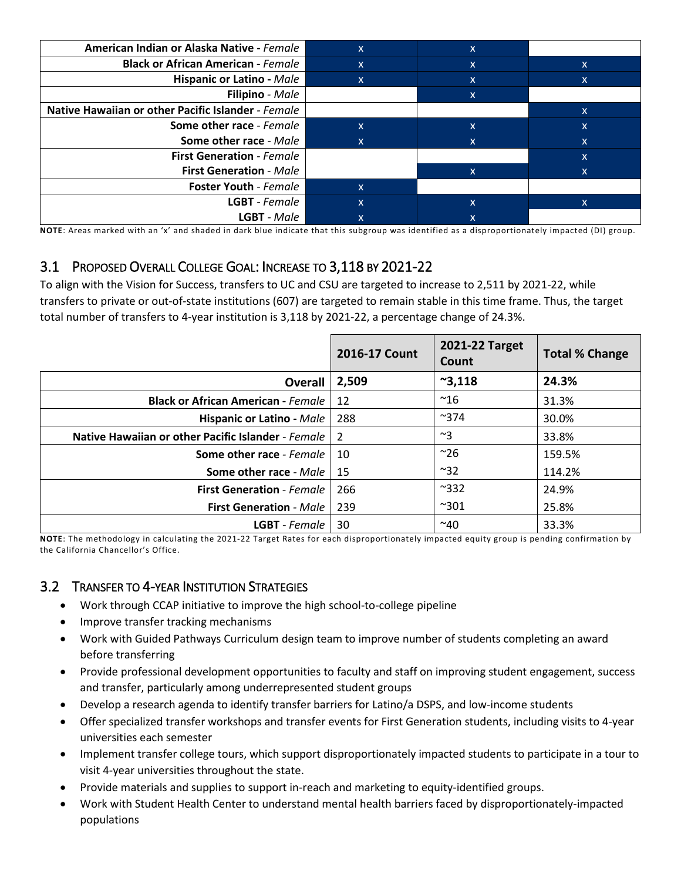| | | | |
|---|---|---|---|
| **American Indian or Alaska Native** - *Female* | x | x | |
| **Black or African American** - *Female* | x | x | x |
| **Hispanic or Latino** - *Male* | x | x | x |
| **Filipino** - *Male* | | x | |
| **Native Hawaiian or other Pacific Islander** - *Female* | | | x |
| **Some other race** - *Female* | x | x | x |
| **Some other race** - *Male* | x | x | x |
| **First Generation** - *Female* | | | x |
| **First Generation** - *Male* | | x | x |
| **Foster Youth** - *Female* | x | | |
| **LGBT** - *Female* | x | x | x |
| **LGBT** - *Male* | x | x | |

**NOTE**: Areas marked with an 'x' and shaded in dark blue indicate that this subgroup was identified as a disproportionately impacted (DI) group.

## 3.1 Proposed Overall College Goal: Increase to 3,118 by 2021-22

To align with the Vision for Success, transfers to UC and CSU are targeted to increase to 2,511 by 2021-22, while transfers to private or out-of-state institutions (607) are targeted to remain stable in this time frame. Thus, the target total number of transfers to 4-year institution is 3,118 by 2021-22, a percentage change of 24.3%.

| | 2016-17 Count | 2021-22 Target Count | Total % Change |
|---|---|---|---|
| **Overall** | **2,509** | **~3,118** | **24.3%** |
| **Black or African American** - *Female* | 12 | ~16 | 31.3% |
| **Hispanic or Latino** - *Male* | 288 | ~374 | 30.0% |
| **Native Hawaiian or other Pacific Islander** - *Female* | 2 | ~3 | 33.8% |
| **Some other race** - *Female* | 10 | ~26 | 159.5% |
| **Some other race** - *Male* | 15 | ~32 | 114.2% |
| **First Generation** - *Female* | 266 | ~332 | 24.9% |
| **First Generation** - *Male* | 239 | ~301 | 25.8% |
| **LGBT** - *Female* | 30 | ~40 | 33.3% |

**NOTE**: The methodology in calculating the 2021-22 Target Rates for each disproportionately impacted equity group is pending confirmation by the California Chancellor's Office.

## 3.2 Transfer to 4-year Institution Strategies

- Work through CCAP initiative to improve the high school-to-college pipeline
- Improve transfer tracking mechanisms
- Work with Guided Pathways Curriculum design team to improve number of students completing an award before transferring
- Provide professional development opportunities to faculty and staff on improving student engagement, success and transfer, particularly among underrepresented student groups
- Develop a research agenda to identify transfer barriers for Latino/a DSPS, and low-income students
- Offer specialized transfer workshops and transfer events for First Generation students, including visits to 4-year universities each semester
- Implement transfer college tours, which support disproportionately impacted students to participate in a tour to visit 4-year universities throughout the state.
- Provide materials and supplies to support in-reach and marketing to equity-identified groups.
- Work with Student Health Center to understand mental health barriers faced by disproportionately-impacted populations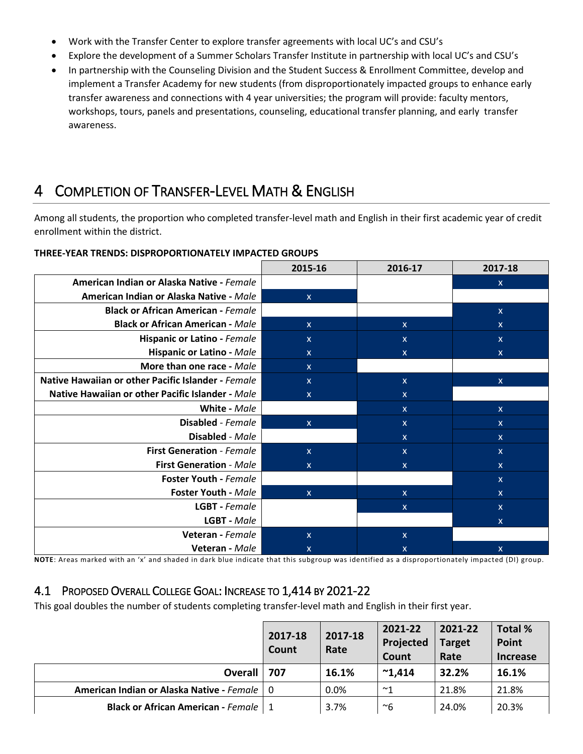- Work with the Transfer Center to explore transfer agreements with local UC's and CSU's
- Explore the development of a Summer Scholars Transfer Institute in partnership with local UC's and CSU's
- In partnership with the Counseling Division and the Student Success & Enrollment Committee, develop and implement a Transfer Academy for new students (from disproportionately impacted groups to enhance early transfer awareness and connections with 4 year universities; the program will provide: faculty mentors, workshops, tours, panels and presentations, counseling, educational transfer planning, and early transfer awareness.

# 4 COMPLETION OF TRANSFER-LEVEL MATH & ENGLISH

Among all students, the proportion who completed transfer-level math and English in their first academic year of credit enrollment within the district.

**THREE-YEAR TRENDS: DISPROPORTIONATELY IMPACTED GROUPS**

| | 2015-16 | 2016-17 | 2017-18 |
|---|---|---|---|
| **American Indian or Alaska Native** - *Female* | | | x |
| **American Indian or Alaska Native** - *Male* | x | | |
| **Black or African American** - *Female* | | | x |
| **Black or African American** - *Male* | x | x | x |
| **Hispanic or Latino** - *Female* | x | x | x |
| **Hispanic or Latino** - *Male* | x | x | x |
| **More than one race** - *Male* | x | | |
| **Native Hawaiian or other Pacific Islander** - *Female* | x | x | x |
| **Native Hawaiian or other Pacific Islander** - *Male* | x | x | |
| **White** - *Male* | | x | x |
| **Disabled** - *Female* | x | x | x |
| **Disabled** - *Male* | | x | x |
| **First Generation** - *Female* | x | x | x |
| **First Generation** - *Male* | x | x | x |
| **Foster Youth** - *Female* | | | x |
| **Foster Youth** - *Male* | x | x | x |
| **LGBT** - *Female* | | x | x |
| **LGBT** - *Male* | | | x |
| **Veteran** - *Female* | x | x | |
| **Veteran** - *Male* | x | x | x |

**NOTE**: Areas marked with an 'x' and shaded in dark blue indicate that this subgroup was identified as a disproportionately impacted (DI) group.

## 4.1 PROPOSED OVERALL COLLEGE GOAL: INCREASE TO 1,414 BY 2021-22

This goal doubles the number of students completing transfer-level math and English in their first year.

| | 2017-18 Count | 2017-18 Rate | 2021-22 Projected Count | 2021-22 Target Rate | Total % Point Increase |
|---|---|---|---|---|---|
| **Overall** | **707** | **16.1%** | **~1,414** | **32.2%** | **16.1%** |
| **American Indian or Alaska Native** - *Female* | 0 | 0.0% | ~1 | 21.8% | 21.8% |
| **Black or African American** - *Female* | 1 | 3.7% | ~6 | 24.0% | 20.3% |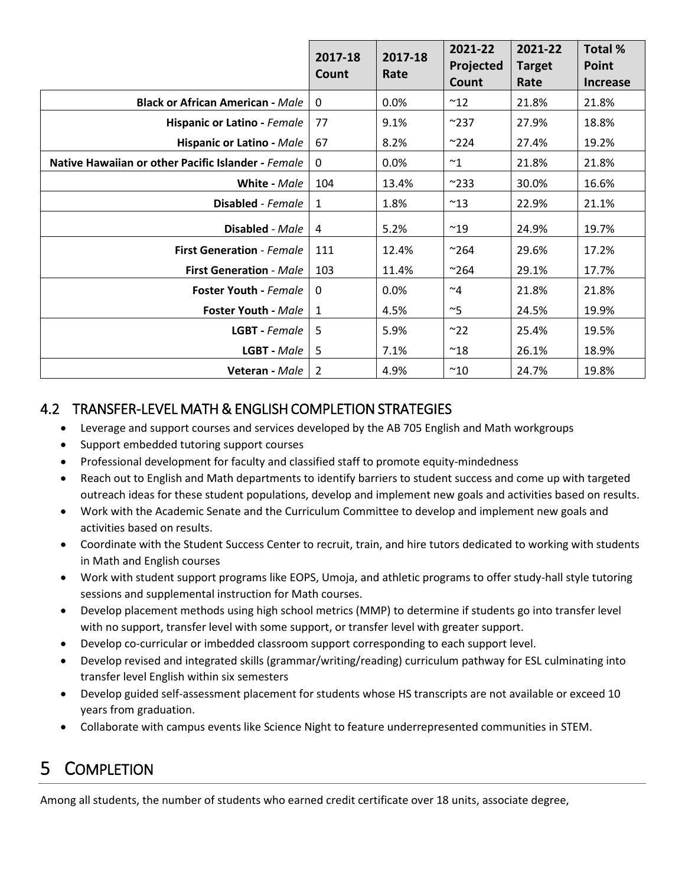| | 2017-18 Count | 2017-18 Rate | 2021-22 Projected Count | 2021-22 Target Rate | Total % Point Increase |
|---|---|---|---|---|---|
| **Black or African American -** *Male* | 0 | 0.0% | ~12 | 21.8% | 21.8% |
| **Hispanic or Latino -** *Female* | 77 | 9.1% | ~237 | 27.9% | 18.8% |
| **Hispanic or Latino -** *Male* | 67 | 8.2% | ~224 | 27.4% | 19.2% |
| **Native Hawaiian or other Pacific Islander -** *Female* | 0 | 0.0% | ~1 | 21.8% | 21.8% |
| **White -** *Male* | 104 | 13.4% | ~233 | 30.0% | 16.6% |
| **Disabled** - *Female* | 1 | 1.8% | ~13 | 22.9% | 21.1% |
| **Disabled** - *Male* | 4 | 5.2% | ~19 | 24.9% | 19.7% |
| **First Generation** - *Female* | 111 | 12.4% | ~264 | 29.6% | 17.2% |
| **First Generation** - *Male* | 103 | 11.4% | ~264 | 29.1% | 17.7% |
| **Foster Youth -** *Female* | 0 | 0.0% | ~4 | 21.8% | 21.8% |
| **Foster Youth -** *Male* | 1 | 4.5% | ~5 | 24.5% | 19.9% |
| **LGBT -** *Female* | 5 | 5.9% | ~22 | 25.4% | 19.5% |
| **LGBT -** *Male* | 5 | 7.1% | ~18 | 26.1% | 18.9% |
| **Veteran -** *Male* | 2 | 4.9% | ~10 | 24.7% | 19.8% |

## 4.2 TRANSFER-LEVEL MATH & ENGLISH COMPLETION STRATEGIES

- Leverage and support courses and services developed by the AB 705 English and Math workgroups
- Support embedded tutoring support courses
- Professional development for faculty and classified staff to promote equity-mindedness
- Reach out to English and Math departments to identify barriers to student success and come up with targeted outreach ideas for these student populations, develop and implement new goals and activities based on results.
- Work with the Academic Senate and the Curriculum Committee to develop and implement new goals and activities based on results.
- Coordinate with the Student Success Center to recruit, train, and hire tutors dedicated to working with students in Math and English courses
- Work with student support programs like EOPS, Umoja, and athletic programs to offer study-hall style tutoring sessions and supplemental instruction for Math courses.
- Develop placement methods using high school metrics (MMP) to determine if students go into transfer level with no support, transfer level with some support, or transfer level with greater support.
- Develop co-curricular or imbedded classroom support corresponding to each support level.
- Develop revised and integrated skills (grammar/writing/reading) curriculum pathway for ESL culminating into transfer level English within six semesters
- Develop guided self-assessment placement for students whose HS transcripts are not available or exceed 10 years from graduation.
- Collaborate with campus events like Science Night to feature underrepresented communities in STEM.

# 5 COMPLETION

Among all students, the number of students who earned credit certificate over 18 units, associate degree,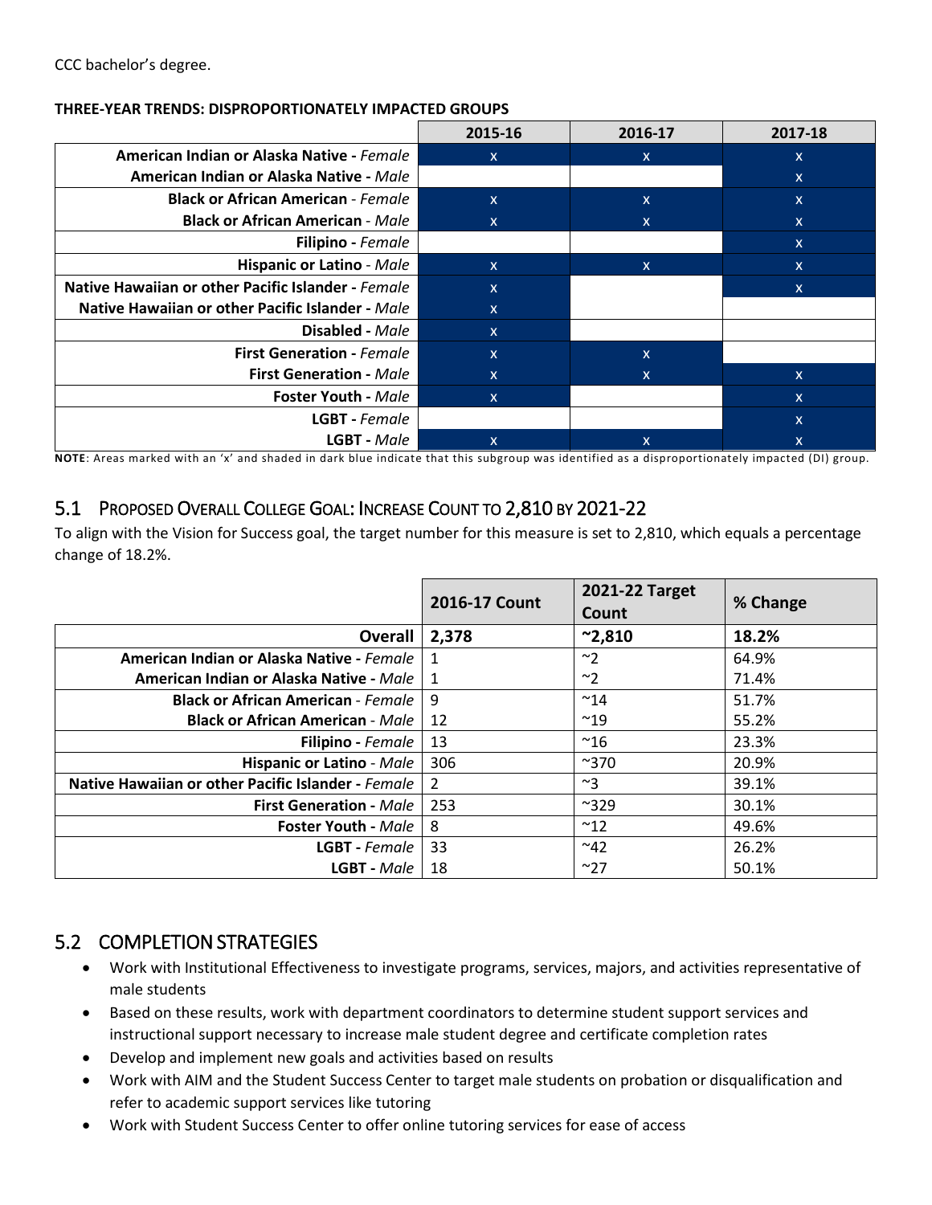CCC bachelor's degree.

**THREE-YEAR TRENDS: DISPROPORTIONATELY IMPACTED GROUPS**

| | 2015-16 | 2016-17 | 2017-18 |
|---|---|---|---|
| **American Indian or Alaska Native -** *Female* | x | x | x |
| **American Indian or Alaska Native -** *Male* | | | x |
| **Black or African American** - *Female* | x | x | x |
| **Black or African American** - *Male* | x | x | x |
| **Filipino -** *Female* | | | x |
| **Hispanic or Latino** - *Male* | x | x | x |
| **Native Hawaiian or other Pacific Islander -** *Female* | x | | x |
| **Native Hawaiian or other Pacific Islander -** *Male* | x | | |
| **Disabled -** *Male* | x | | |
| **First Generation -** *Female* | x | x | |
| **First Generation -** *Male* | x | x | x |
| **Foster Youth -** *Male* | x | | x |
| **LGBT -** *Female* | | | x |
| **LGBT -** *Male* | x | x | x |

**NOTE**: Areas marked with an 'x' and shaded in dark blue indicate that this subgroup was identified as a disproportionately impacted (DI) group.

## 5.1 PROPOSED OVERALL COLLEGE GOAL: INCREASE COUNT TO 2,810 BY 2021-22

To align with the Vision for Success goal, the target number for this measure is set to 2,810, which equals a percentage change of 18.2%.

| | 2016-17 Count | 2021-22 Target Count | % Change |
|---|---|---|---|
| **Overall** | **2,378** | **~2,810** | **18.2%** |
| **American Indian or Alaska Native -** *Female* | 1 | ~2 | 64.9% |
| **American Indian or Alaska Native -** *Male* | 1 | ~2 | 71.4% |
| **Black or African American** - *Female* | 9 | ~14 | 51.7% |
| **Black or African American** - *Male* | 12 | ~19 | 55.2% |
| **Filipino -** *Female* | 13 | ~16 | 23.3% |
| **Hispanic or Latino** - *Male* | 306 | ~370 | 20.9% |
| **Native Hawaiian or other Pacific Islander -** *Female* | 2 | ~3 | 39.1% |
| **First Generation -** *Male* | 253 | ~329 | 30.1% |
| **Foster Youth -** *Male* | 8 | ~12 | 49.6% |
| **LGBT -** *Female* | 33 | ~42 | 26.2% |
| **LGBT -** *Male* | 18 | ~27 | 50.1% |

## 5.2 COMPLETION STRATEGIES

- Work with Institutional Effectiveness to investigate programs, services, majors, and activities representative of male students
- Based on these results, work with department coordinators to determine student support services and instructional support necessary to increase male student degree and certificate completion rates
- Develop and implement new goals and activities based on results
- Work with AIM and the Student Success Center to target male students on probation or disqualification and refer to academic support services like tutoring
- Work with Student Success Center to offer online tutoring services for ease of access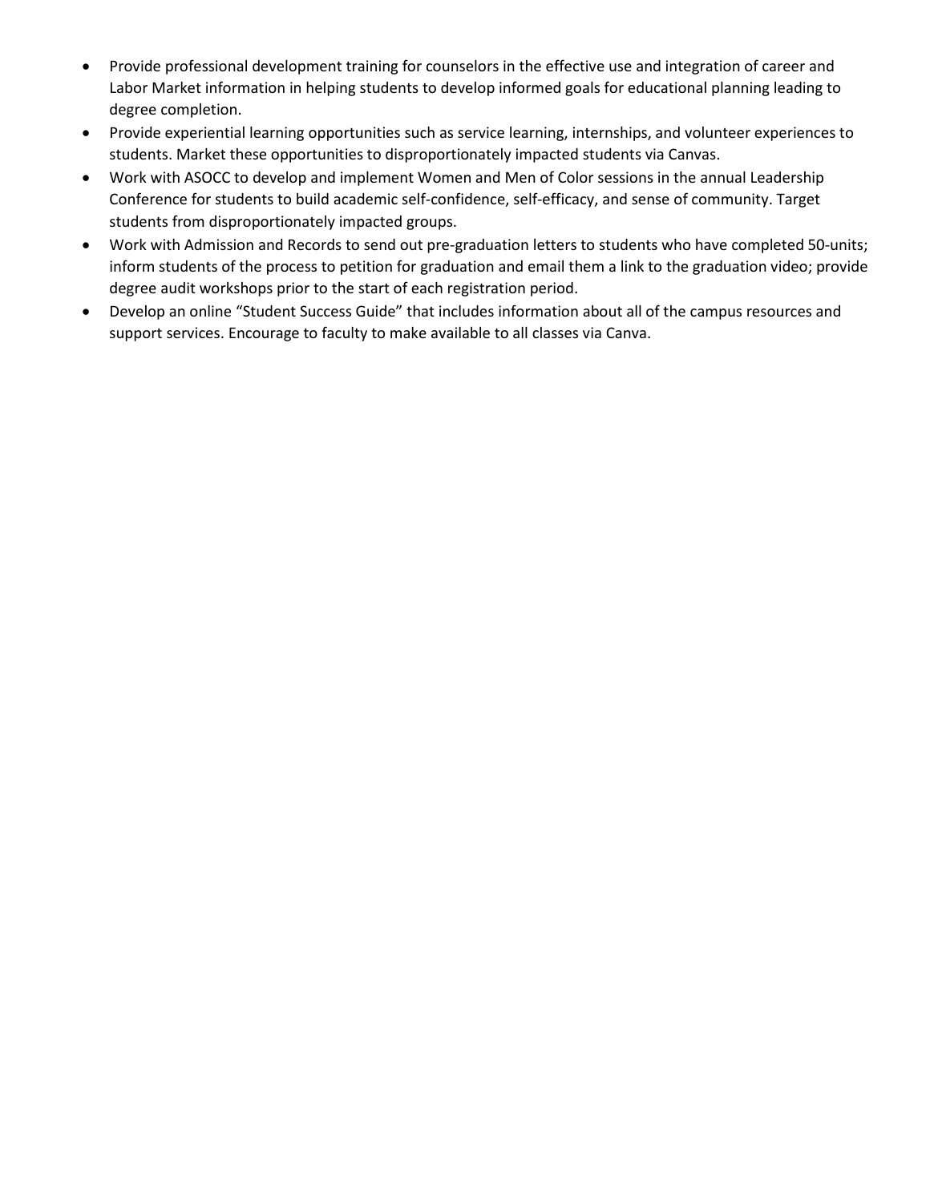- Provide professional development training for counselors in the effective use and integration of career and Labor Market information in helping students to develop informed goals for educational planning leading to degree completion.
- Provide experiential learning opportunities such as service learning, internships, and volunteer experiences to students. Market these opportunities to disproportionately impacted students via Canvas.
- Work with ASOCC to develop and implement Women and Men of Color sessions in the annual Leadership Conference for students to build academic self-confidence, self-efficacy, and sense of community. Target students from disproportionately impacted groups.
- Work with Admission and Records to send out pre-graduation letters to students who have completed 50-units; inform students of the process to petition for graduation and email them a link to the graduation video; provide degree audit workshops prior to the start of each registration period.
- Develop an online "Student Success Guide" that includes information about all of the campus resources and support services. Encourage to faculty to make available to all classes via Canva.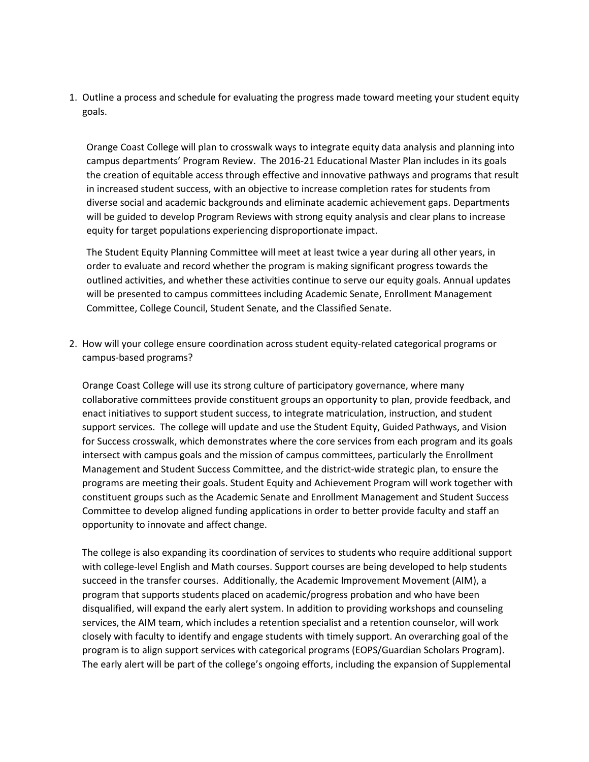1. Outline a process and schedule for evaluating the progress made toward meeting your student equity goals.

   Orange Coast College will plan to crosswalk ways to integrate equity data analysis and planning into campus departments' Program Review. The 2016-21 Educational Master Plan includes in its goals the creation of equitable access through effective and innovative pathways and programs that result in increased student success, with an objective to increase completion rates for students from diverse social and academic backgrounds and eliminate academic achievement gaps. Departments will be guided to develop Program Reviews with strong equity analysis and clear plans to increase equity for target populations experiencing disproportionate impact.

   The Student Equity Planning Committee will meet at least twice a year during all other years, in order to evaluate and record whether the program is making significant progress towards the outlined activities, and whether these activities continue to serve our equity goals. Annual updates will be presented to campus committees including Academic Senate, Enrollment Management Committee, College Council, Student Senate, and the Classified Senate.

2. How will your college ensure coordination across student equity-related categorical programs or campus-based programs?

   Orange Coast College will use its strong culture of participatory governance, where many collaborative committees provide constituent groups an opportunity to plan, provide feedback, and enact initiatives to support student success, to integrate matriculation, instruction, and student support services. The college will update and use the Student Equity, Guided Pathways, and Vision for Success crosswalk, which demonstrates where the core services from each program and its goals intersect with campus goals and the mission of campus committees, particularly the Enrollment Management and Student Success Committee, and the district-wide strategic plan, to ensure the programs are meeting their goals. Student Equity and Achievement Program will work together with constituent groups such as the Academic Senate and Enrollment Management and Student Success Committee to develop aligned funding applications in order to better provide faculty and staff an opportunity to innovate and affect change.

   The college is also expanding its coordination of services to students who require additional support with college-level English and Math courses. Support courses are being developed to help students succeed in the transfer courses. Additionally, the Academic Improvement Movement (AIM), a program that supports students placed on academic/progress probation and who have been disqualified, will expand the early alert system. In addition to providing workshops and counseling services, the AIM team, which includes a retention specialist and a retention counselor, will work closely with faculty to identify and engage students with timely support. An overarching goal of the program is to align support services with categorical programs (EOPS/Guardian Scholars Program). The early alert will be part of the college's ongoing efforts, including the expansion of Supplemental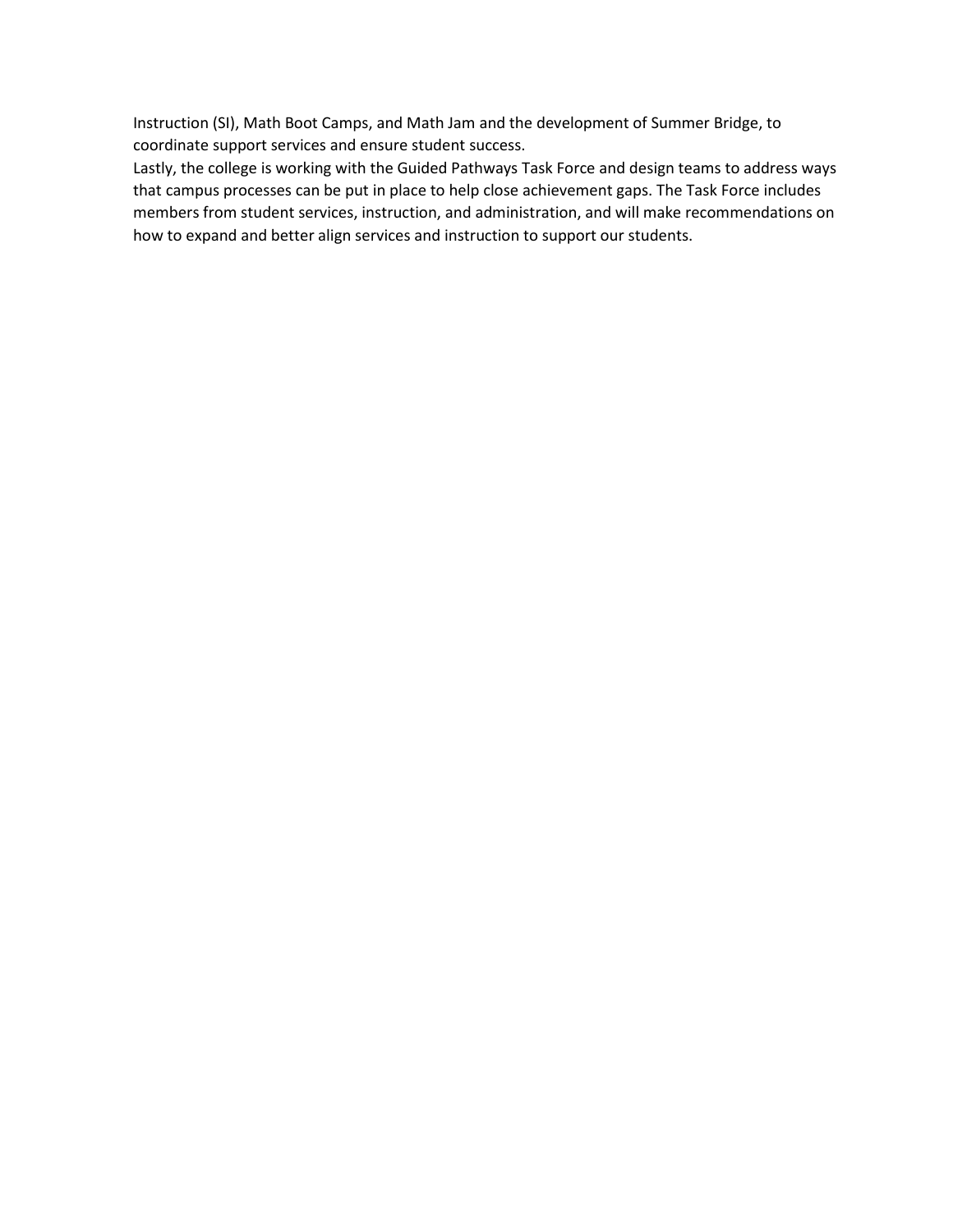Instruction (SI), Math Boot Camps, and Math Jam and the development of Summer Bridge, to coordinate support services and ensure student success.

Lastly, the college is working with the Guided Pathways Task Force and design teams to address ways that campus processes can be put in place to help close achievement gaps. The Task Force includes members from student services, instruction, and administration, and will make recommendations on how to expand and better align services and instruction to support our students.